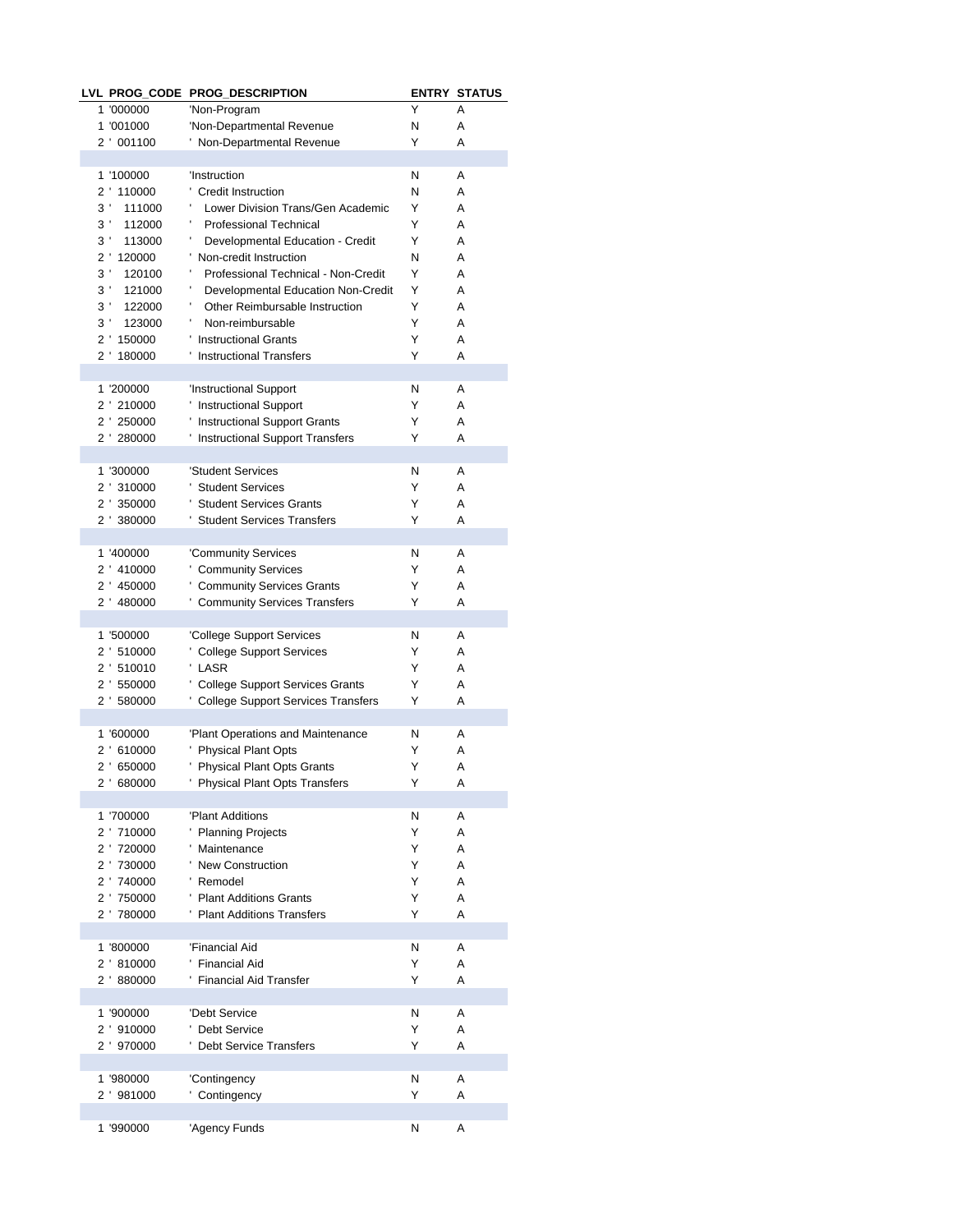| LVL | PROG_CODE | PROG_DESCRIPTION | ENTRY | STATUS |
|---|---|---|---|---|
| 1 | '000000 | 'Non-Program | Y | A |
| 1 | '001000 | 'Non-Departmental Revenue | N | A |
| 2 | ' 001100 | ' Non-Departmental Revenue | Y | A |
| | | | | |
| 1 | '100000 | 'Instruction | N | A |
| 2 | ' 110000 | ' Credit Instruction | N | A |
| 3 | ' 111000 | ' Lower Division Trans/Gen Academic | Y | A |
| 3 | ' 112000 | ' Professional Technical | Y | A |
| 3 | ' 113000 | ' Developmental Education - Credit | Y | A |
| 2 | ' 120000 | ' Non-credit Instruction | N | A |
| 3 | ' 120100 | ' Professional Technical - Non-Credit | Y | A |
| 3 | ' 121000 | ' Developmental Education Non-Credit | Y | A |
| 3 | ' 122000 | ' Other Reimbursable Instruction | Y | A |
| 3 | ' 123000 | ' Non-reimbursable | Y | A |
| 2 | ' 150000 | ' Instructional Grants | Y | A |
| 2 | ' 180000 | ' Instructional Transfers | Y | A |
| | | | | |
| 1 | '200000 | 'Instructional Support | N | A |
| 2 | ' 210000 | ' Instructional Support | Y | A |
| 2 | ' 250000 | ' Instructional Support Grants | Y | A |
| 2 | ' 280000 | ' Instructional Support Transfers | Y | A |
| | | | | |
| 1 | '300000 | 'Student Services | N | A |
| 2 | ' 310000 | ' Student Services | Y | A |
| 2 | ' 350000 | ' Student Services Grants | Y | A |
| 2 | ' 380000 | ' Student Services Transfers | Y | A |
| | | | | |
| 1 | '400000 | 'Community Services | N | A |
| 2 | ' 410000 | ' Community Services | Y | A |
| 2 | ' 450000 | ' Community Services Grants | Y | A |
| 2 | ' 480000 | ' Community Services Transfers | Y | A |
| | | | | |
| 1 | '500000 | 'College Support Services | N | A |
| 2 | ' 510000 | ' College Support Services | Y | A |
| 2 | ' 510010 | ' LASR | Y | A |
| 2 | ' 550000 | ' College Support Services Grants | Y | A |
| 2 | ' 580000 | ' College Support Services Transfers | Y | A |
| | | | | |
| 1 | '600000 | 'Plant Operations and Maintenance | N | A |
| 2 | ' 610000 | ' Physical Plant Opts | Y | A |
| 2 | ' 650000 | ' Physical Plant Opts Grants | Y | A |
| 2 | ' 680000 | ' Physical Plant Opts Transfers | Y | A |
| | | | | |
| 1 | '700000 | 'Plant Additions | N | A |
| 2 | ' 710000 | ' Planning Projects | Y | A |
| 2 | ' 720000 | ' Maintenance | Y | A |
| 2 | ' 730000 | ' New Construction | Y | A |
| 2 | ' 740000 | ' Remodel | Y | A |
| 2 | ' 750000 | ' Plant Additions Grants | Y | A |
| 2 | ' 780000 | ' Plant Additions Transfers | Y | A |
| | | | | |
| 1 | '800000 | 'Financial Aid | N | A |
| 2 | ' 810000 | ' Financial Aid | Y | A |
| 2 | ' 880000 | ' Financial Aid Transfer | Y | A |
| | | | | |
| 1 | '900000 | 'Debt Service | N | A |
| 2 | ' 910000 | ' Debt Service | Y | A |
| 2 | ' 970000 | ' Debt Service Transfers | Y | A |
| | | | | |
| 1 | '980000 | 'Contingency | N | A |
| 2 | ' 981000 | ' Contingency | Y | A |
| | | | | |
| 1 | '990000 | 'Agency Funds | N | A |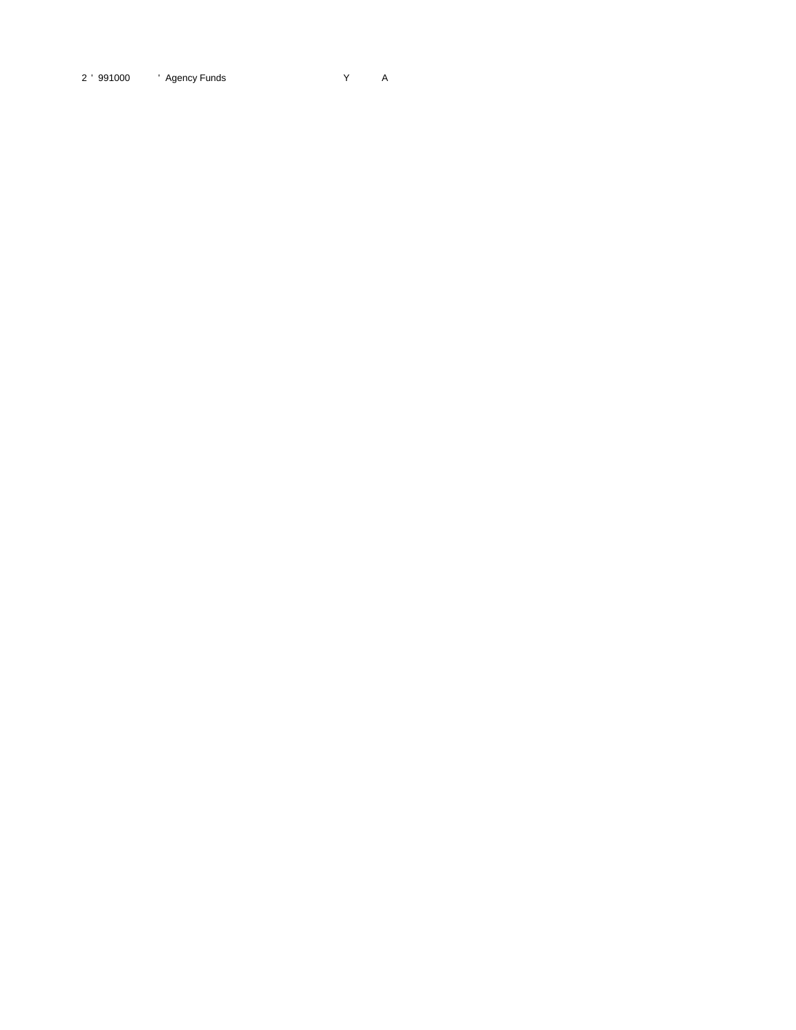| | | | | | | |
|---|---|---|---|---|---|---|
| 2 | ' | 991000 | ' | Agency Funds | Y | A |